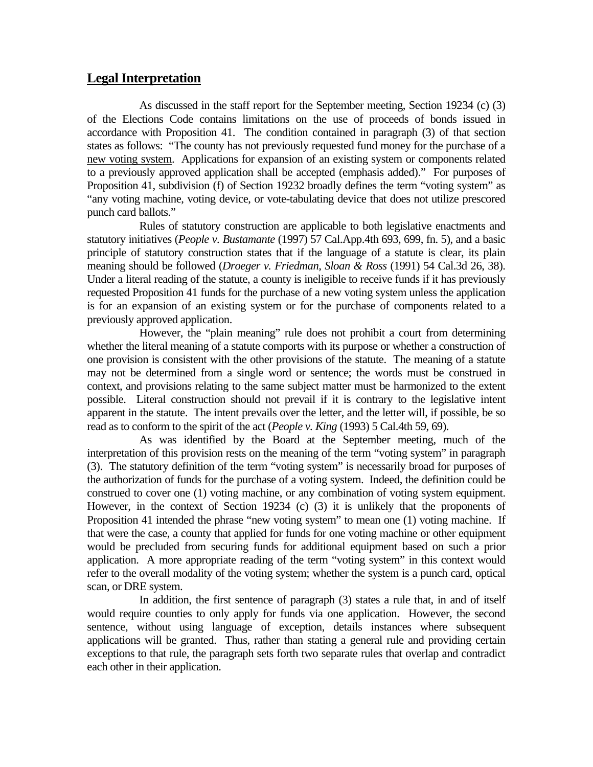## Legal Interpretation

As discussed in the staff report for the September meeting, Section 19234 (c) (3) of the Elections Code contains limitations on the use of proceeds of bonds issued in accordance with Proposition 41. The condition contained in paragraph (3) of that section states as follows: "The county has not previously requested fund money for the purchase of a new voting system. Applications for expansion of an existing system or components related to a previously approved application shall be accepted (emphasis added)." For purposes of Proposition 41, subdivision (f) of Section 19232 broadly defines the term "voting system" as "any voting machine, voting device, or vote-tabulating device that does not utilize prescored punch card ballots."

Rules of statutory construction are applicable to both legislative enactments and statutory initiatives (*People v. Bustamante* (1997) 57 Cal.App.4th 693, 699, fn. 5), and a basic principle of statutory construction states that if the language of a statute is clear, its plain meaning should be followed (*Droeger v. Friedman, Sloan & Ross* (1991) 54 Cal.3d 26, 38). Under a literal reading of the statute, a county is ineligible to receive funds if it has previously requested Proposition 41 funds for the purchase of a new voting system unless the application is for an expansion of an existing system or for the purchase of components related to a previously approved application.

However, the "plain meaning" rule does not prohibit a court from determining whether the literal meaning of a statute comports with its purpose or whether a construction of one provision is consistent with the other provisions of the statute. The meaning of a statute may not be determined from a single word or sentence; the words must be construed in context, and provisions relating to the same subject matter must be harmonized to the extent possible. Literal construction should not prevail if it is contrary to the legislative intent apparent in the statute. The intent prevails over the letter, and the letter will, if possible, be so read as to conform to the spirit of the act (*People v. King* (1993) 5 Cal.4th 59, 69).

As was identified by the Board at the September meeting, much of the interpretation of this provision rests on the meaning of the term "voting system" in paragraph (3). The statutory definition of the term "voting system" is necessarily broad for purposes of the authorization of funds for the purchase of a voting system. Indeed, the definition could be construed to cover one (1) voting machine, or any combination of voting system equipment. However, in the context of Section 19234 (c) (3) it is unlikely that the proponents of Proposition 41 intended the phrase "new voting system" to mean one (1) voting machine. If that were the case, a county that applied for funds for one voting machine or other equipment would be precluded from securing funds for additional equipment based on such a prior application. A more appropriate reading of the term "voting system" in this context would refer to the overall modality of the voting system; whether the system is a punch card, optical scan, or DRE system.

In addition, the first sentence of paragraph (3) states a rule that, in and of itself would require counties to only apply for funds via one application. However, the second sentence, without using language of exception, details instances where subsequent applications will be granted. Thus, rather than stating a general rule and providing certain exceptions to that rule, the paragraph sets forth two separate rules that overlap and contradict each other in their application.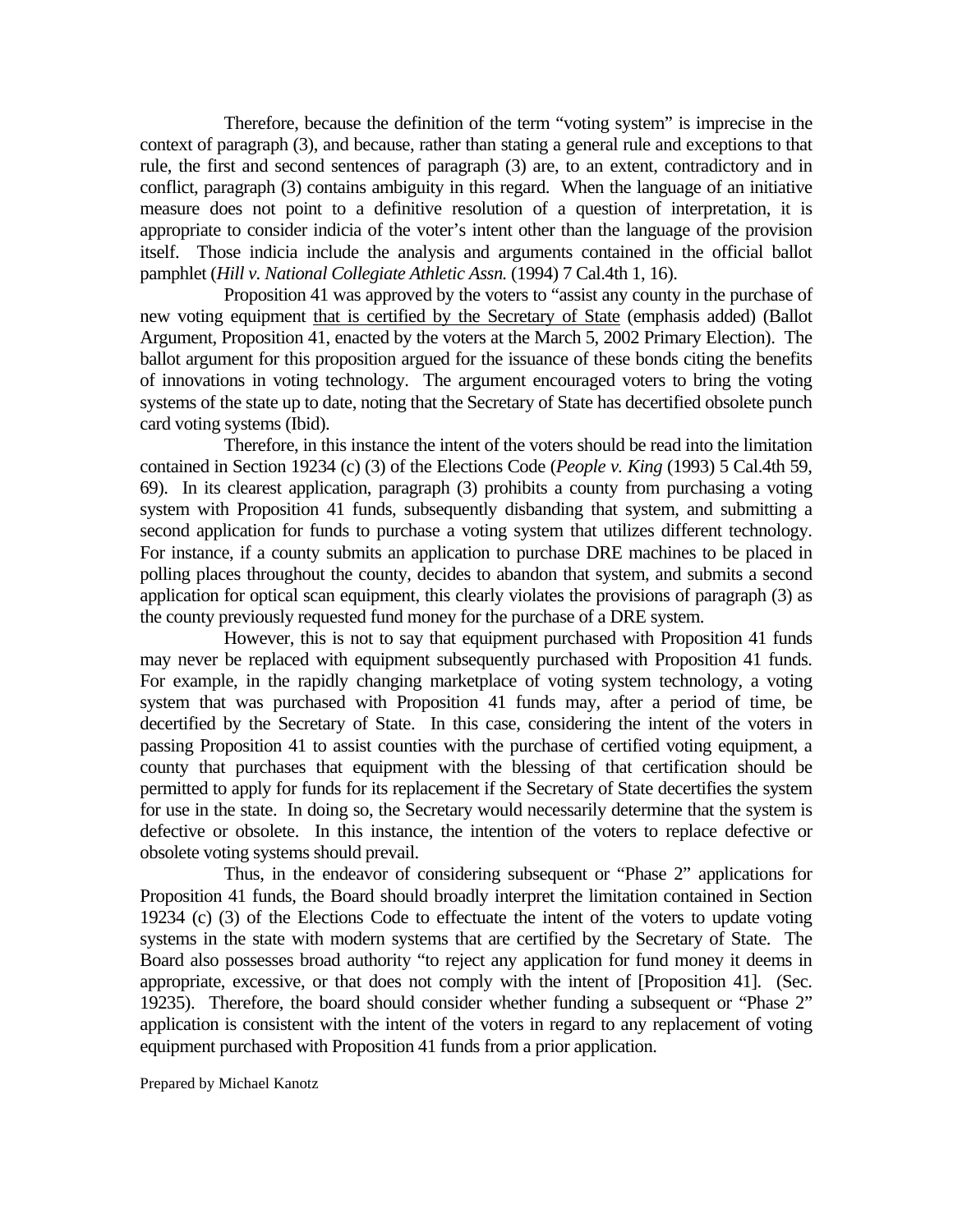Therefore, because the definition of the term "voting system" is imprecise in the context of paragraph (3), and because, rather than stating a general rule and exceptions to that rule, the first and second sentences of paragraph (3) are, to an extent, contradictory and in conflict, paragraph (3) contains ambiguity in this regard. When the language of an initiative measure does not point to a definitive resolution of a question of interpretation, it is appropriate to consider indicia of the voter's intent other than the language of the provision itself. Those indicia include the analysis and arguments contained in the official ballot pamphlet (*Hill v. National Collegiate Athletic Assn.* (1994) 7 Cal.4th 1, 16).

Proposition 41 was approved by the voters to "assist any county in the purchase of new voting equipment <u>that is certified by the Secretary of State</u> (emphasis added) (Ballot Argument, Proposition 41, enacted by the voters at the March 5, 2002 Primary Election). The ballot argument for this proposition argued for the issuance of these bonds citing the benefits of innovations in voting technology. The argument encouraged voters to bring the voting systems of the state up to date, noting that the Secretary of State has decertified obsolete punch card voting systems (Ibid).

Therefore, in this instance the intent of the voters should be read into the limitation contained in Section 19234 (c) (3) of the Elections Code (*People v. King* (1993) 5 Cal.4th 59, 69). In its clearest application, paragraph (3) prohibits a county from purchasing a voting system with Proposition 41 funds, subsequently disbanding that system, and submitting a second application for funds to purchase a voting system that utilizes different technology. For instance, if a county submits an application to purchase DRE machines to be placed in polling places throughout the county, decides to abandon that system, and submits a second application for optical scan equipment, this clearly violates the provisions of paragraph (3) as the county previously requested fund money for the purchase of a DRE system.

However, this is not to say that equipment purchased with Proposition 41 funds may never be replaced with equipment subsequently purchased with Proposition 41 funds. For example, in the rapidly changing marketplace of voting system technology, a voting system that was purchased with Proposition 41 funds may, after a period of time, be decertified by the Secretary of State. In this case, considering the intent of the voters in passing Proposition 41 to assist counties with the purchase of certified voting equipment, a county that purchases that equipment with the blessing of that certification should be permitted to apply for funds for its replacement if the Secretary of State decertifies the system for use in the state. In doing so, the Secretary would necessarily determine that the system is defective or obsolete. In this instance, the intention of the voters to replace defective or obsolete voting systems should prevail.

Thus, in the endeavor of considering subsequent or "Phase 2" applications for Proposition 41 funds, the Board should broadly interpret the limitation contained in Section 19234 (c) (3) of the Elections Code to effectuate the intent of the voters to update voting systems in the state with modern systems that are certified by the Secretary of State. The Board also possesses broad authority "to reject any application for fund money it deems in appropriate, excessive, or that does not comply with the intent of [Proposition 41]. (Sec. 19235). Therefore, the board should consider whether funding a subsequent or "Phase 2" application is consistent with the intent of the voters in regard to any replacement of voting equipment purchased with Proposition 41 funds from a prior application.

Prepared by Michael Kanotz